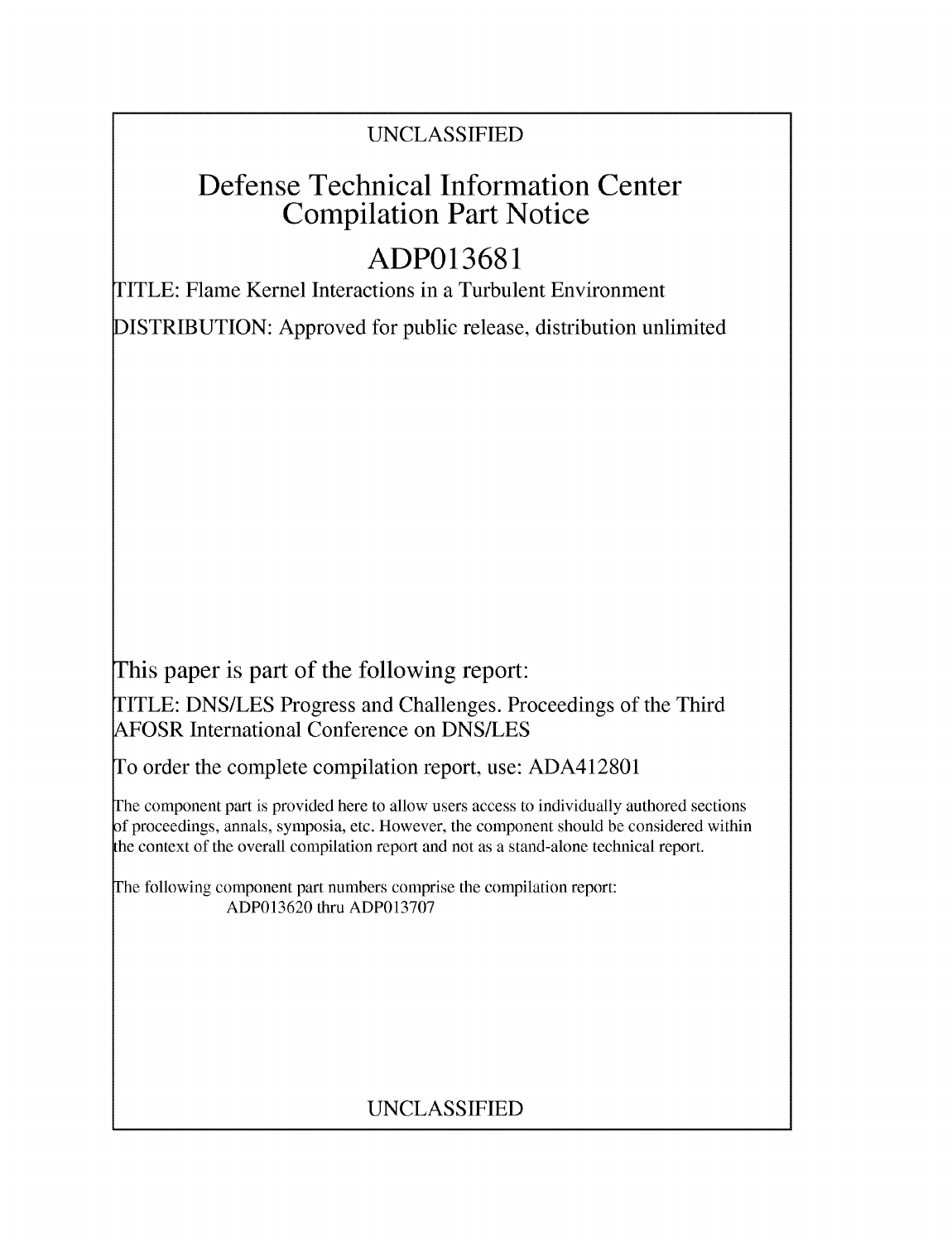UNCLASSIFIED

# Defense Technical Information Center Compilation Part Notice

## ADP013681

TITLE: Flame Kernel Interactions in a Turbulent Environment

DISTRIBUTION: Approved for public release, distribution unlimited

This paper is part of the following report:

TITLE: DNS/LES Progress and Challenges. Proceedings of the Third AFOSR International Conference on DNS/LES

To order the complete compilation report, use: ADA412801

The component part is provided here to allow users access to individually authored sections of proceedings, annals, symposia, etc. However, the component should be considered within the context of the overall compilation report and not as a stand-alone technical report.

The following component part numbers comprise the compilation report:
ADP013620 thru ADP013707

UNCLASSIFIED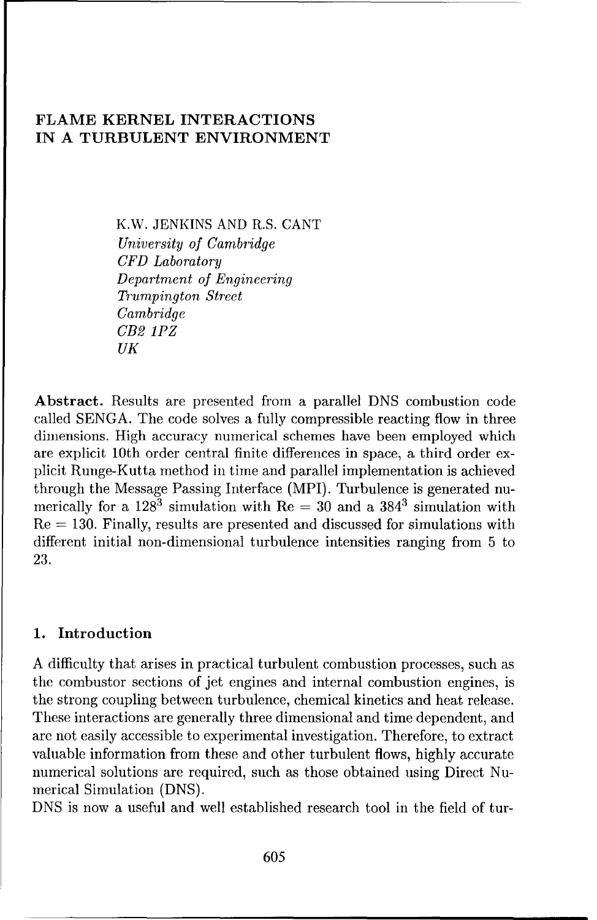# FLAME KERNEL INTERACTIONS IN A TURBULENT ENVIRONMENT

K.W. JENKINS AND R.S. CANT
*University of Cambridge*
*CFD Laboratory*
*Department of Engineering*
*Trumpington Street*
*Cambridge*
*CB2 1PZ*
*UK*

**Abstract.** Results are presented from a parallel DNS combustion code called SENGA. The code solves a fully compressible reacting flow in three dimensions. High accuracy numerical schemes have been employed which are explicit 10th order central finite differences in space, a third order explicit Runge-Kutta method in time and parallel implementation is achieved through the Message Passing Interface (MPI). Turbulence is generated numerically for a $128^3$ simulation with $\mathrm{Re} = 30$ and a $384^3$ simulation with $\mathrm{Re} = 130$. Finally, results are presented and discussed for simulations with different initial non-dimensional turbulence intensities ranging from 5 to 23.

## 1. Introduction

A difficulty that arises in practical turbulent combustion processes, such as the combustor sections of jet engines and internal combustion engines, is the strong coupling between turbulence, chemical kinetics and heat release. These interactions are generally three dimensional and time dependent, and are not easily accessible to experimental investigation. Therefore, to extract valuable information from these and other turbulent flows, highly accurate numerical solutions are required, such as those obtained using Direct Numerical Simulation (DNS).

DNS is now a useful and well established research tool in the field of tur-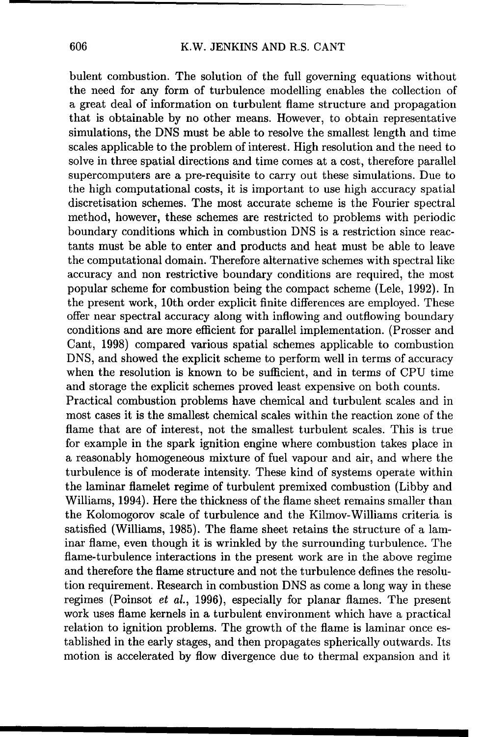bulent combustion. The solution of the full governing equations without the need for any form of turbulence modelling enables the collection of a great deal of information on turbulent flame structure and propagation that is obtainable by no other means. However, to obtain representative simulations, the DNS must be able to resolve the smallest length and time scales applicable to the problem of interest. High resolution and the need to solve in three spatial directions and time comes at a cost, therefore parallel supercomputers are a pre-requisite to carry out these simulations. Due to the high computational costs, it is important to use high accuracy spatial discretisation schemes. The most accurate scheme is the Fourier spectral method, however, these schemes are restricted to problems with periodic boundary conditions which in combustion DNS is a restriction since reactants must be able to enter and products and heat must be able to leave the computational domain. Therefore alternative schemes with spectral like accuracy and non restrictive boundary conditions are required, the most popular scheme for combustion being the compact scheme (Lele, 1992). In the present work, 10th order explicit finite differences are employed. These offer near spectral accuracy along with inflowing and outflowing boundary conditions and are more efficient for parallel implementation. (Prosser and Cant, 1998) compared various spatial schemes applicable to combustion DNS, and showed the explicit scheme to perform well in terms of accuracy when the resolution is known to be sufficient, and in terms of CPU time and storage the explicit schemes proved least expensive on both counts.

Practical combustion problems have chemical and turbulent scales and in most cases it is the smallest chemical scales within the reaction zone of the flame that are of interest, not the smallest turbulent scales. This is true for example in the spark ignition engine where combustion takes place in a reasonably homogeneous mixture of fuel vapour and air, and where the turbulence is of moderate intensity. These kind of systems operate within the laminar flamelet regime of turbulent premixed combustion (Libby and Williams, 1994). Here the thickness of the flame sheet remains smaller than the Kolomogorov scale of turbulence and the Kilmov-Williams criteria is satisfied (Williams, 1985). The flame sheet retains the structure of a laminar flame, even though it is wrinkled by the surrounding turbulence. The flame-turbulence interactions in the present work are in the above regime and therefore the flame structure and not the turbulence defines the resolution requirement. Research in combustion DNS as come a long way in these regimes (Poinsot *et al.*, 1996), especially for planar flames. The present work uses flame kernels in a turbulent environment which have a practical relation to ignition problems. The growth of the flame is laminar once established in the early stages, and then propagates spherically outwards. Its motion is accelerated by flow divergence due to thermal expansion and it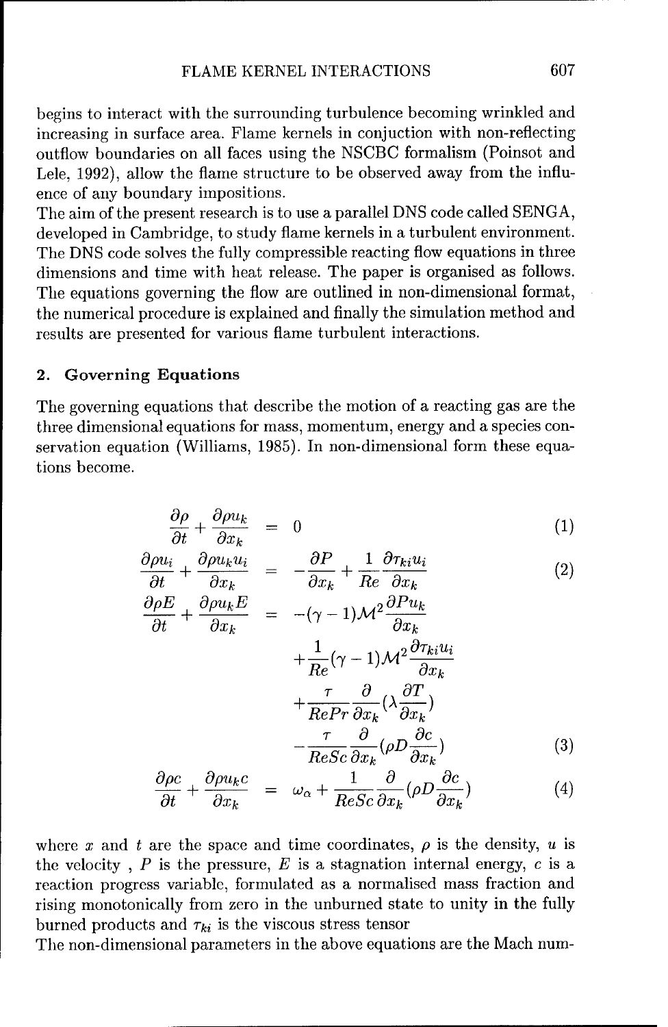begins to interact with the surrounding turbulence becoming wrinkled and increasing in surface area. Flame kernels in conjuction with non-reflecting outflow boundaries on all faces using the NSCBC formalism (Poinsot and Lele, 1992), allow the flame structure to be observed away from the influence of any boundary impositions.

The aim of the present research is to use a parallel DNS code called SENGA, developed in Cambridge, to study flame kernels in a turbulent environment. The DNS code solves the fully compressible reacting flow equations in three dimensions and time with heat release. The paper is organised as follows. The equations governing the flow are outlined in non-dimensional format, the numerical procedure is explained and finally the simulation method and results are presented for various flame turbulent interactions.

## 2. Governing Equations

The governing equations that describe the motion of a reacting gas are the three dimensional equations for mass, momentum, energy and a species conservation equation (Williams, 1985). In non-dimensional form these equations become.

$$\frac{\partial \rho}{\partial t} + \frac{\partial \rho u_k}{\partial x_k} = 0 \tag{1}$$

$$\frac{\partial \rho u_i}{\partial t} + \frac{\partial \rho u_k u_i}{\partial x_k} = -\frac{\partial P}{\partial x_k} + \frac{1}{Re}\frac{\partial \tau_{ki} u_i}{\partial x_k} \tag{2}$$

$$\begin{aligned}\frac{\partial \rho E}{\partial t} + \frac{\partial \rho u_k E}{\partial x_k} = & -(\gamma - 1)\mathcal{M}^2 \frac{\partial P u_k}{\partial x_k} \\ & + \frac{1}{Re}(\gamma - 1)\mathcal{M}^2 \frac{\partial \tau_{ki} u_i}{\partial x_k} \\ & + \frac{\tau}{RePr}\frac{\partial}{\partial x_k}(\lambda \frac{\partial T}{\partial x_k}) \\ & - \frac{\tau}{ReSc}\frac{\partial}{\partial x_k}(\rho D \frac{\partial c}{\partial x_k})\end{aligned} \tag{3}$$

$$\frac{\partial \rho c}{\partial t} + \frac{\partial \rho u_k c}{\partial x_k} = \omega_\alpha + \frac{1}{ReSc}\frac{\partial}{\partial x_k}(\rho D \frac{\partial c}{\partial x_k}) \tag{4}$$

where $x$ and $t$ are the space and time coordinates, $\rho$ is the density, $u$ is the velocity , $P$ is the pressure, $E$ is a stagnation internal energy, $c$ is a reaction progress variable, formulated as a normalised mass fraction and rising monotonically from zero in the unburned state to unity in the fully burned products and $\tau_{ki}$ is the viscous stress tensor

The non-dimensional parameters in the above equations are the Mach num-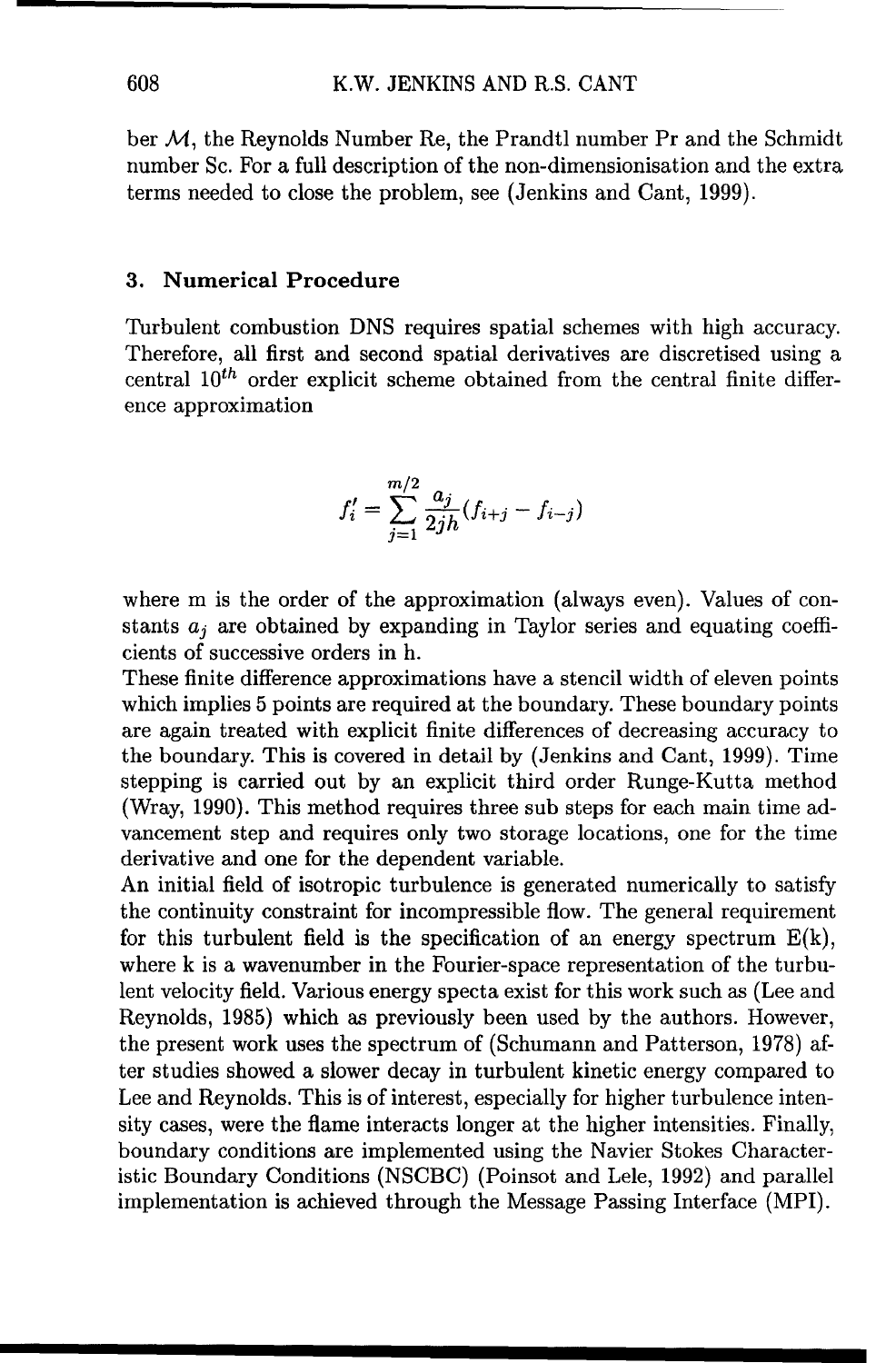ber $\mathcal{M}$, the Reynolds Number Re, the Prandtl number Pr and the Schmidt number Sc. For a full description of the non-dimensionisation and the extra terms needed to close the problem, see (Jenkins and Cant, 1999).

## 3. Numerical Procedure

Turbulent combustion DNS requires spatial schemes with high accuracy. Therefore, all first and second spatial derivatives are discretised using a central $10^{th}$ order explicit scheme obtained from the central finite difference approximation

$$f_i' = \sum_{j=1}^{m/2} \frac{a_j}{2jh}(f_{i+j} - f_{i-j})$$

where m is the order of the approximation (always even). Values of constants $a_j$ are obtained by expanding in Taylor series and equating coefficients of successive orders in h.

These finite difference approximations have a stencil width of eleven points which implies 5 points are required at the boundary. These boundary points are again treated with explicit finite differences of decreasing accuracy to the boundary. This is covered in detail by (Jenkins and Cant, 1999). Time stepping is carried out by an explicit third order Runge-Kutta method (Wray, 1990). This method requires three sub steps for each main time advancement step and requires only two storage locations, one for the time derivative and one for the dependent variable.

An initial field of isotropic turbulence is generated numerically to satisfy the continuity constraint for incompressible flow. The general requirement for this turbulent field is the specification of an energy spectrum E(k), where k is a wavenumber in the Fourier-space representation of the turbulent velocity field. Various energy specta exist for this work such as (Lee and Reynolds, 1985) which as previously been used by the authors. However, the present work uses the spectrum of (Schumann and Patterson, 1978) after studies showed a slower decay in turbulent kinetic energy compared to Lee and Reynolds. This is of interest, especially for higher turbulence intensity cases, were the flame interacts longer at the higher intensities. Finally, boundary conditions are implemented using the Navier Stokes Characteristic Boundary Conditions (NSCBC) (Poinsot and Lele, 1992) and parallel implementation is achieved through the Message Passing Interface (MPI).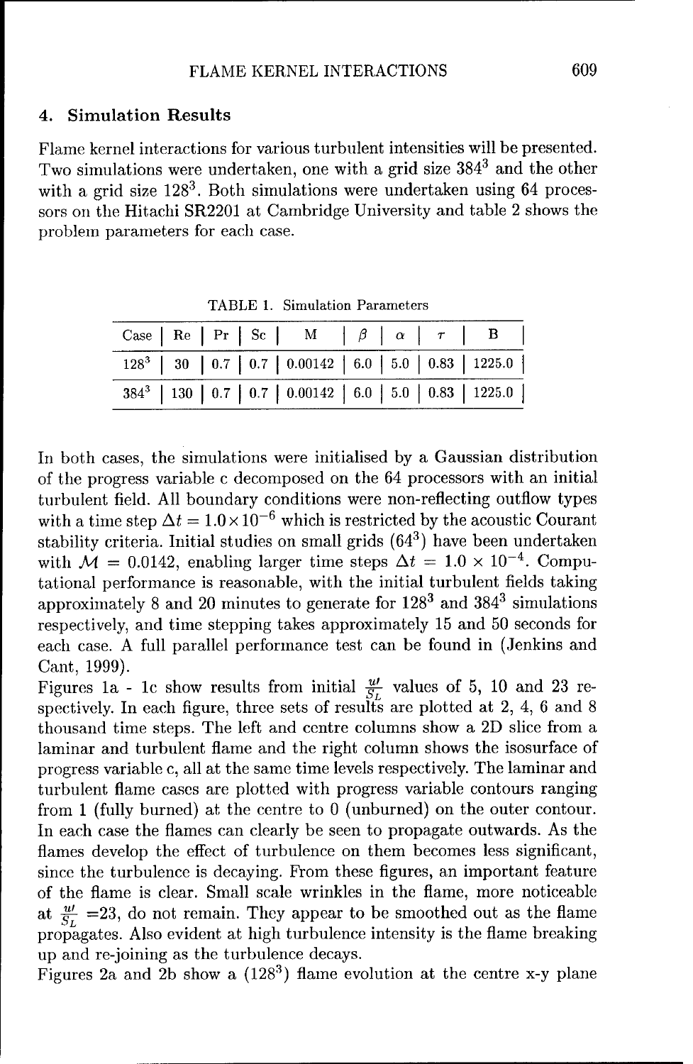## 4. Simulation Results

Flame kernel interactions for various turbulent intensities will be presented. Two simulations were undertaken, one with a grid size $384^3$ and the other with a grid size $128^3$. Both simulations were undertaken using 64 processors on the Hitachi SR2201 at Cambridge University and table 2 shows the problem parameters for each case.

TABLE 1. Simulation Parameters

| Case | Re | Pr | Sc | M | $\beta$ | $\alpha$ | $\tau$ | B |
|---|---|---|---|---|---|---|---|---|
| $128^3$ | 30 | 0.7 | 0.7 | 0.00142 | 6.0 | 5.0 | 0.83 | 1225.0 |
| $384^3$ | 130 | 0.7 | 0.7 | 0.00142 | 6.0 | 5.0 | 0.83 | 1225.0 |

In both cases, the simulations were initialised by a Gaussian distribution of the progress variable c decomposed on the 64 processors with an initial turbulent field. All boundary conditions were non-reflecting outflow types with a time step $\Delta t = 1.0 \times 10^{-6}$ which is restricted by the acoustic Courant stability criteria. Initial studies on small grids ($64^3$) have been undertaken with $\mathcal{M} = 0.0142$, enabling larger time steps $\Delta t = 1.0 \times 10^{-4}$. Computational performance is reasonable, with the initial turbulent fields taking approximately 8 and 20 minutes to generate for $128^3$ and $384^3$ simulations respectively, and time stepping takes approximately 15 and 50 seconds for each case. A full parallel performance test can be found in (Jenkins and Cant, 1999).

Figures 1a - 1c show results from initial $\frac{u'}{S_L}$ values of 5, 10 and 23 respectively. In each figure, three sets of results are plotted at 2, 4, 6 and 8 thousand time steps. The left and centre columns show a 2D slice from a laminar and turbulent flame and the right column shows the isosurface of progress variable c, all at the same time levels respectively. The laminar and turbulent flame cases are plotted with progress variable contours ranging from 1 (fully burned) at the centre to 0 (unburned) on the outer contour. In each case the flames can clearly be seen to propagate outwards. As the flames develop the effect of turbulence on them becomes less significant, since the turbulence is decaying. From these figures, an important feature of the flame is clear. Small scale wrinkles in the flame, more noticeable at $\frac{u'}{S_L}$ =23, do not remain. They appear to be smoothed out as the flame propagates. Also evident at high turbulence intensity is the flame breaking up and re-joining as the turbulence decays.

Figures 2a and 2b show a ($128^3$) flame evolution at the centre x-y plane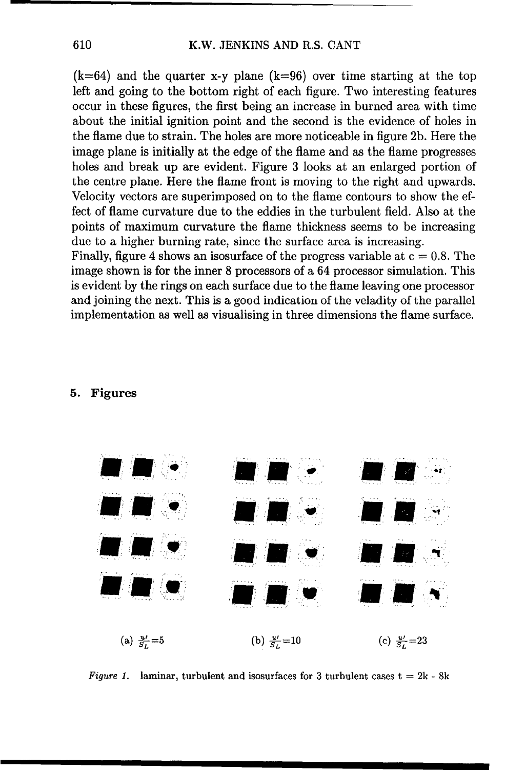(k=64) and the quarter x-y plane (k=96) over time starting at the top left and going to the bottom right of each figure. Two interesting features occur in these figures, the first being an increase in burned area with time about the initial ignition point and the second is the evidence of holes in the flame due to strain. The holes are more noticeable in figure 2b. Here the image plane is initially at the edge of the flame and as the flame progresses holes and break up are evident. Figure 3 looks at an enlarged portion of the centre plane. Here the flame front is moving to the right and upwards. Velocity vectors are superimposed on to the flame contours to show the effect of flame curvature due to the eddies in the turbulent field. Also at the points of maximum curvature the flame thickness seems to be increasing due to a higher burning rate, since the surface area is increasing.
Finally, figure 4 shows an isosurface of the progress variable at c = 0.8. The image shown is for the inner 8 processors of a 64 processor simulation. This is evident by the rings on each surface due to the flame leaving one processor and joining the next. This is a good indication of the veladity of the parallel implementation as well as visualising in three dimensions the flame surface.

## 5. Figures

(a) $\frac{u'}{S_L}$=5

(b) $\frac{u'}{S_L}$=10

(c) $\frac{u'}{S_L}$=23

*Figure 1.* laminar, turbulent and isosurfaces for 3 turbulent cases t = 2k - 8k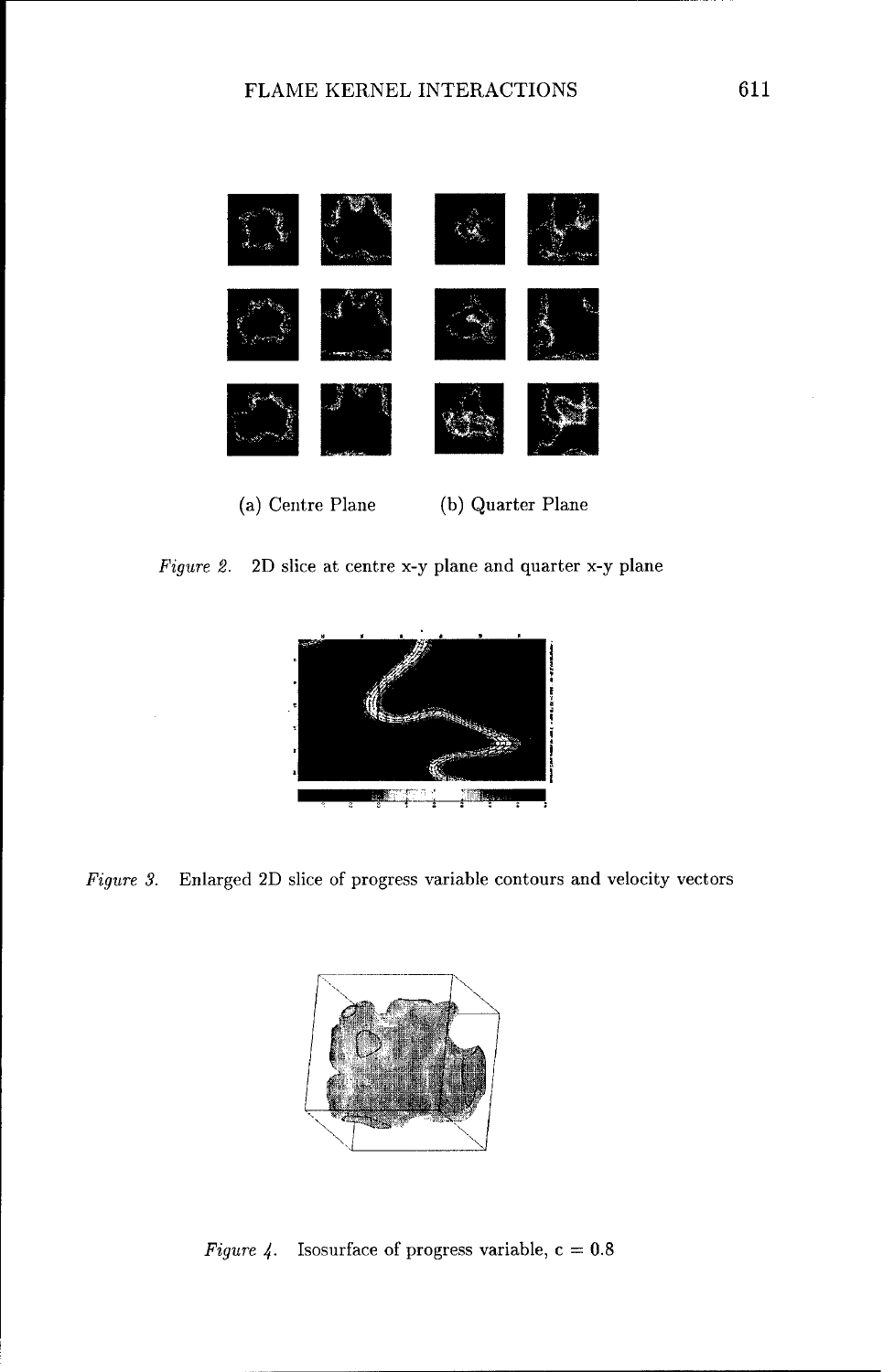(a) Centre Plane (b) Quarter Plane

*Figure 2.* 2D slice at centre x-y plane and quarter x-y plane

*Figure 3.* Enlarged 2D slice of progress variable contours and velocity vectors

*Figure 4.* Isosurface of progress variable, $c = 0.8$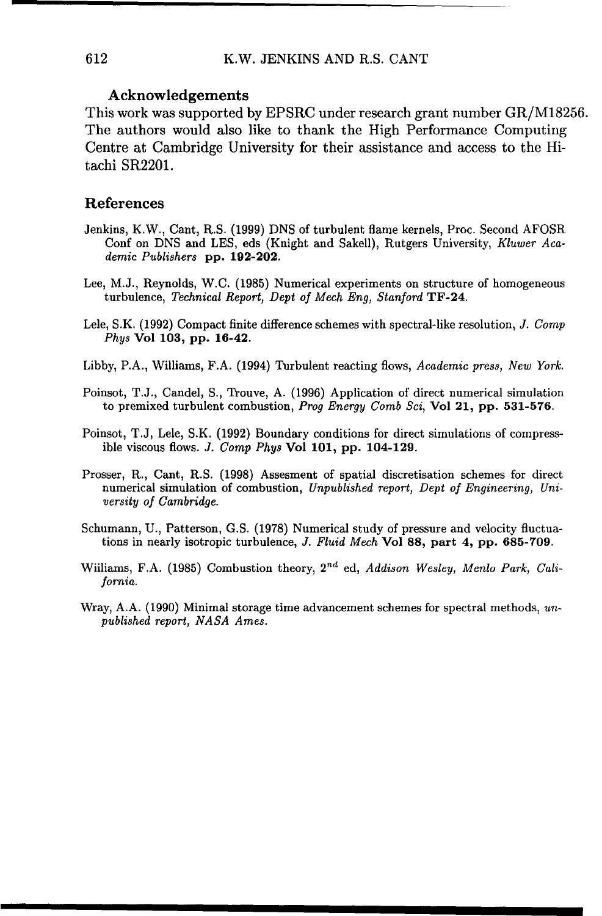### Acknowledgements

This work was supported by EPSRC under research grant number GR/M18256. The authors would also like to thank the High Performance Computing Centre at Cambridge University for their assistance and access to the Hitachi SR2201.

## References

Jenkins, K.W., Cant, R.S. (1999) DNS of turbulent flame kernels, Proc. Second AFOSR Conf on DNS and LES, eds (Knight and Sakell), Rutgers University, *Kluwer Academic Publishers* **pp. 192-202.**

Lee, M.J., Reynolds, W.C. (1985) Numerical experiments on structure of homogeneous turbulence, *Technical Report, Dept of Mech Eng, Stanford* **TF-24.**

Lele, S.K. (1992) Compact finite difference schemes with spectral-like resolution, *J. Comp Phys* **Vol 103, pp. 16-42.**

Libby, P.A., Williams, F.A. (1994) Turbulent reacting flows, *Academic press, New York.*

Poinsot, T.J., Candel, S., Trouve, A. (1996) Application of direct numerical simulation to premixed turbulent combustion, *Prog Energy Comb Sci*, **Vol 21, pp. 531-576.**

Poinsot, T.J, Lele, S.K. (1992) Boundary conditions for direct simulations of compressible viscous flows. *J. Comp Phys* **Vol 101, pp. 104-129.**

Prosser, R., Cant, R.S. (1998) Assesment of spatial discretisation schemes for direct numerical simulation of combustion, *Unpublished report, Dept of Engineering, University of Cambridge.*

Schumann, U., Patterson, G.S. (1978) Numerical study of pressure and velocity fluctuations in nearly isotropic turbulence, *J. Fluid Mech* **Vol 88, part 4, pp. 685-709.**

Wiiliams, F.A. (1985) Combustion theory, $2^{nd}$ ed, *Addison Wesley, Menlo Park, California.*

Wray, A.A. (1990) Minimal storage time advancement schemes for spectral methods, *unpublished report, NASA Ames.*